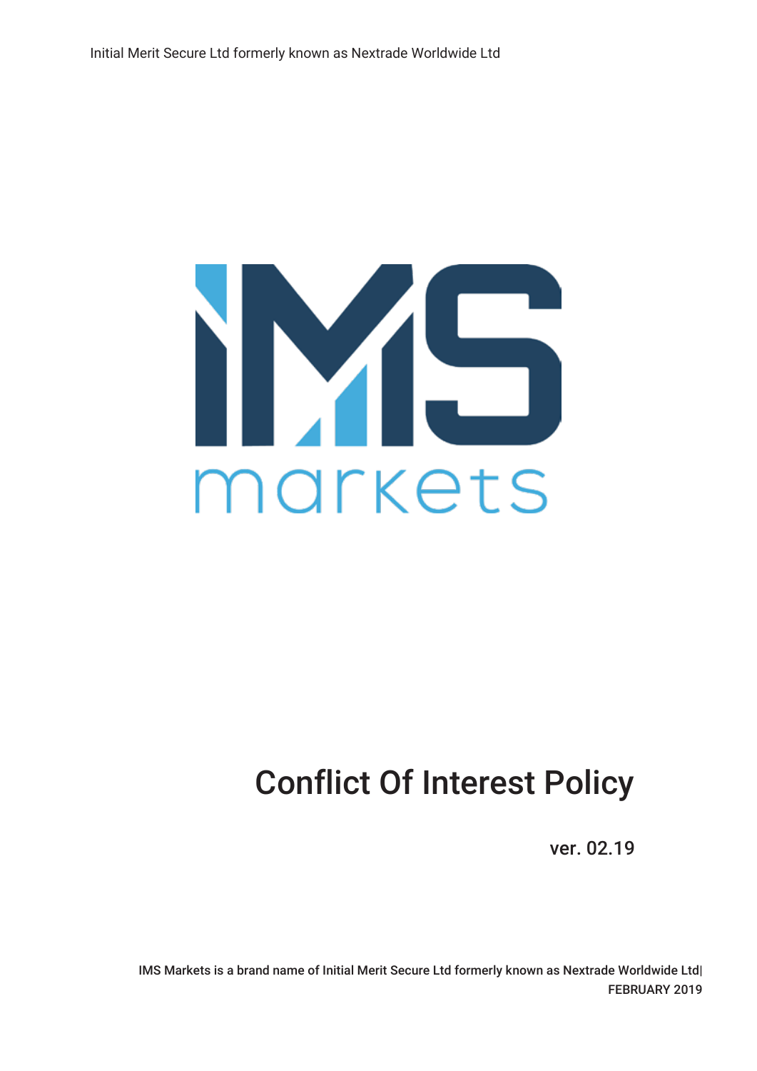Initial Merit Secure Ltd formerly known as Nextrade Worldwide Ltd

IMS markets

# Conflict Of Interest Policy

ver. 02.19

IMS Markets is a brand name of Initial Merit Secure Ltd formerly known as Nextrade Worldwide Ltd|
FEBRUARY 2019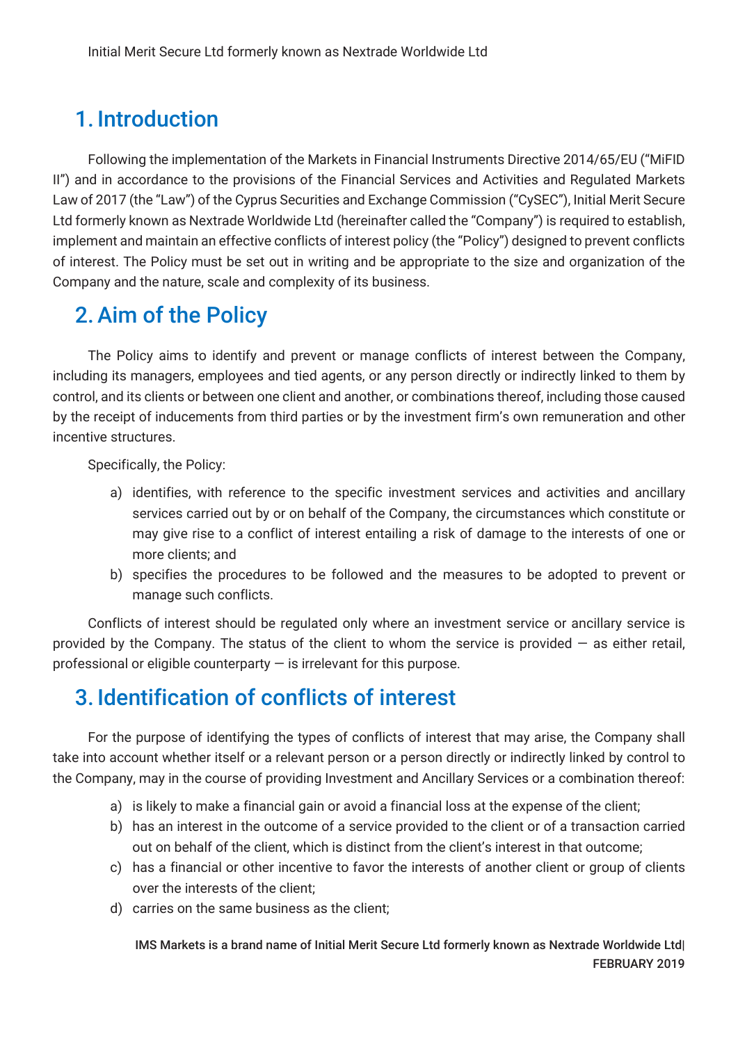## 1. Introduction

Following the implementation of the Markets in Financial Instruments Directive 2014/65/EU ("MiFID II") and in accordance to the provisions of the Financial Services and Activities and Regulated Markets Law of 2017 (the "Law") of the Cyprus Securities and Exchange Commission ("CySEC"), Initial Merit Secure Ltd formerly known as Nextrade Worldwide Ltd (hereinafter called the "Company") is required to establish, implement and maintain an effective conflicts of interest policy (the "Policy") designed to prevent conflicts of interest. The Policy must be set out in writing and be appropriate to the size and organization of the Company and the nature, scale and complexity of its business.

## 2. Aim of the Policy

The Policy aims to identify and prevent or manage conflicts of interest between the Company, including its managers, employees and tied agents, or any person directly or indirectly linked to them by control, and its clients or between one client and another, or combinations thereof, including those caused by the receipt of inducements from third parties or by the investment firm's own remuneration and other incentive structures.

Specifically, the Policy:

a) identifies, with reference to the specific investment services and activities and ancillary services carried out by or on behalf of the Company, the circumstances which constitute or may give rise to a conflict of interest entailing a risk of damage to the interests of one or more clients; and
b) specifies the procedures to be followed and the measures to be adopted to prevent or manage such conflicts.

Conflicts of interest should be regulated only where an investment service or ancillary service is provided by the Company. The status of the client to whom the service is provided — as either retail, professional or eligible counterparty — is irrelevant for this purpose.

## 3. Identification of conflicts of interest

For the purpose of identifying the types of conflicts of interest that may arise, the Company shall take into account whether itself or a relevant person or a person directly or indirectly linked by control to the Company, may in the course of providing Investment and Ancillary Services or a combination thereof:

a) is likely to make a financial gain or avoid a financial loss at the expense of the client;
b) has an interest in the outcome of a service provided to the client or of a transaction carried out on behalf of the client, which is distinct from the client's interest in that outcome;
c) has a financial or other incentive to favor the interests of another client or group of clients over the interests of the client;
d) carries on the same business as the client;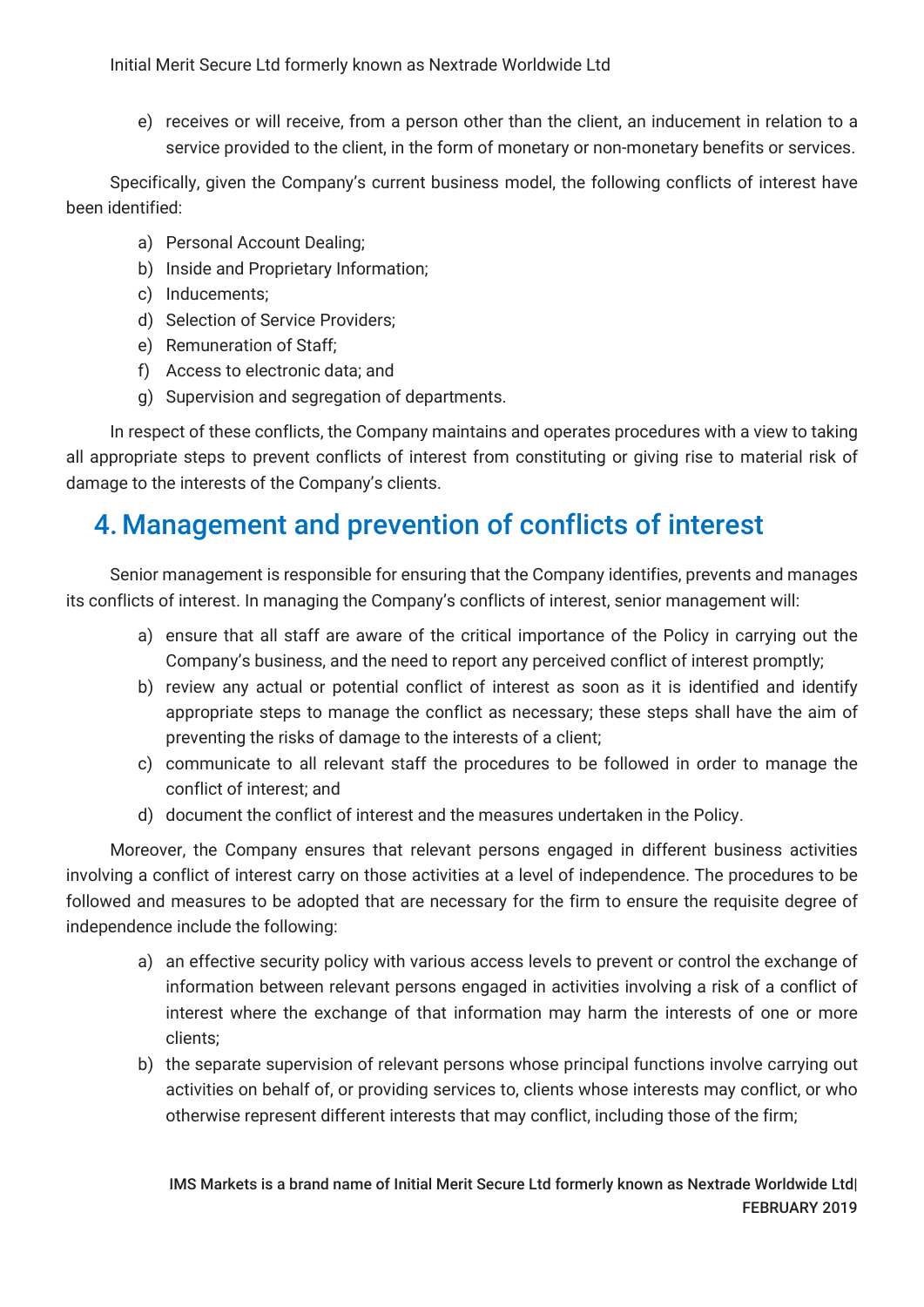e) receives or will receive, from a person other than the client, an inducement in relation to a service provided to the client, in the form of monetary or non-monetary benefits or services.

Specifically, given the Company's current business model, the following conflicts of interest have been identified:

a) Personal Account Dealing;
b) Inside and Proprietary Information;
c) Inducements;
d) Selection of Service Providers;
e) Remuneration of Staff;
f) Access to electronic data; and
g) Supervision and segregation of departments.

In respect of these conflicts, the Company maintains and operates procedures with a view to taking all appropriate steps to prevent conflicts of interest from constituting or giving rise to material risk of damage to the interests of the Company's clients.

## 4. Management and prevention of conflicts of interest

Senior management is responsible for ensuring that the Company identifies, prevents and manages its conflicts of interest. In managing the Company's conflicts of interest, senior management will:

a) ensure that all staff are aware of the critical importance of the Policy in carrying out the Company's business, and the need to report any perceived conflict of interest promptly;
b) review any actual or potential conflict of interest as soon as it is identified and identify appropriate steps to manage the conflict as necessary; these steps shall have the aim of preventing the risks of damage to the interests of a client;
c) communicate to all relevant staff the procedures to be followed in order to manage the conflict of interest; and
d) document the conflict of interest and the measures undertaken in the Policy.

Moreover, the Company ensures that relevant persons engaged in different business activities involving a conflict of interest carry on those activities at a level of independence. The procedures to be followed and measures to be adopted that are necessary for the firm to ensure the requisite degree of independence include the following:

a) an effective security policy with various access levels to prevent or control the exchange of information between relevant persons engaged in activities involving a risk of a conflict of interest where the exchange of that information may harm the interests of one or more clients;
b) the separate supervision of relevant persons whose principal functions involve carrying out activities on behalf of, or providing services to, clients whose interests may conflict, or who otherwise represent different interests that may conflict, including those of the firm;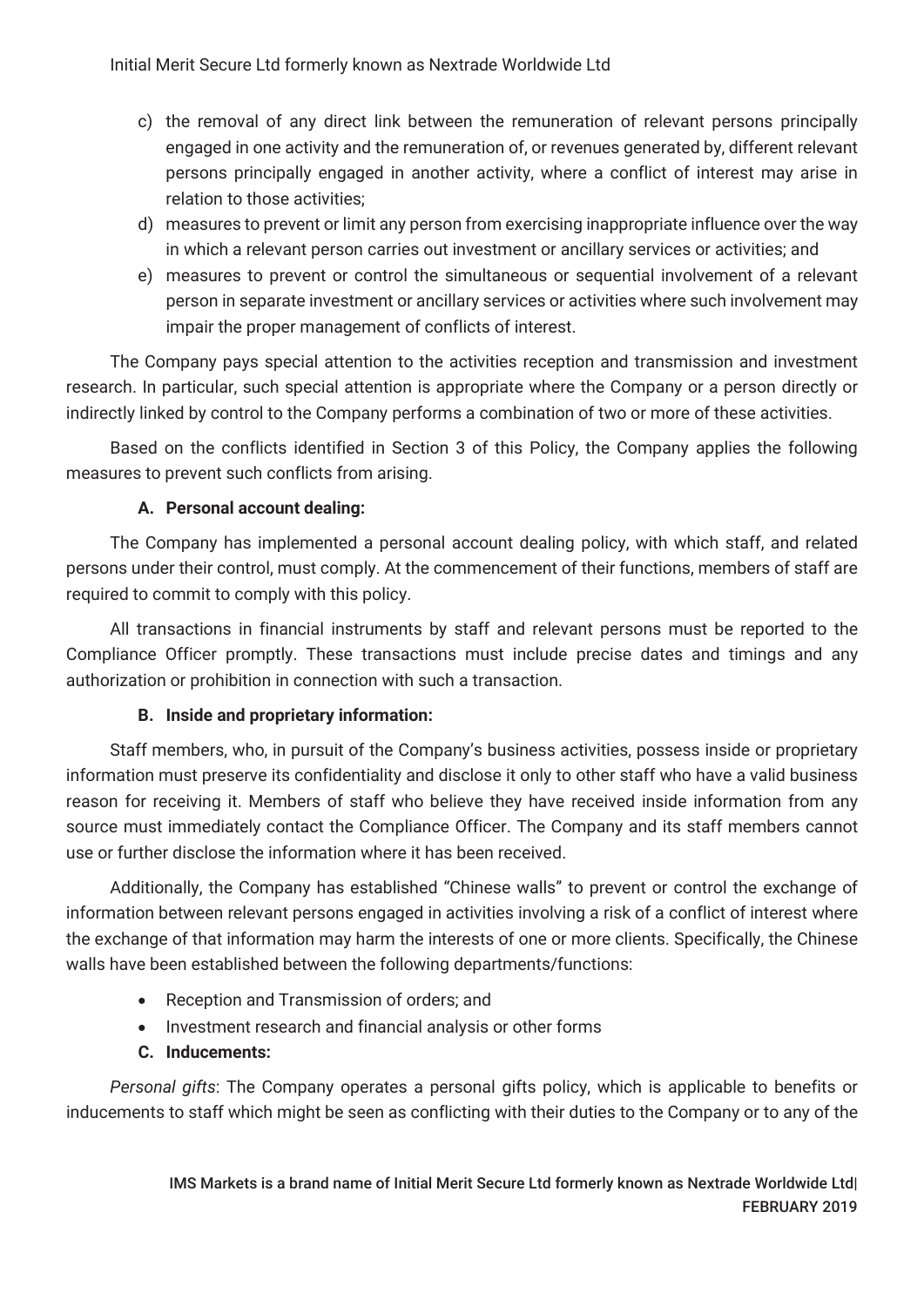c) the removal of any direct link between the remuneration of relevant persons principally engaged in one activity and the remuneration of, or revenues generated by, different relevant persons principally engaged in another activity, where a conflict of interest may arise in relation to those activities;
d) measures to prevent or limit any person from exercising inappropriate influence over the way in which a relevant person carries out investment or ancillary services or activities; and
e) measures to prevent or control the simultaneous or sequential involvement of a relevant person in separate investment or ancillary services or activities where such involvement may impair the proper management of conflicts of interest.

The Company pays special attention to the activities reception and transmission and investment research. In particular, such special attention is appropriate where the Company or a person directly or indirectly linked by control to the Company performs a combination of two or more of these activities.

Based on the conflicts identified in Section 3 of this Policy, the Company applies the following measures to prevent such conflicts from arising.

**A. Personal account dealing:**

The Company has implemented a personal account dealing policy, with which staff, and related persons under their control, must comply. At the commencement of their functions, members of staff are required to commit to comply with this policy.

All transactions in financial instruments by staff and relevant persons must be reported to the Compliance Officer promptly. These transactions must include precise dates and timings and any authorization or prohibition in connection with such a transaction.

**B. Inside and proprietary information:**

Staff members, who, in pursuit of the Company's business activities, possess inside or proprietary information must preserve its confidentiality and disclose it only to other staff who have a valid business reason for receiving it. Members of staff who believe they have received inside information from any source must immediately contact the Compliance Officer. The Company and its staff members cannot use or further disclose the information where it has been received.

Additionally, the Company has established "Chinese walls" to prevent or control the exchange of information between relevant persons engaged in activities involving a risk of a conflict of interest where the exchange of that information may harm the interests of one or more clients. Specifically, the Chinese walls have been established between the following departments/functions:

- Reception and Transmission of orders; and
- Investment research and financial analysis or other forms

**C. Inducements:**

*Personal gifts*: The Company operates a personal gifts policy, which is applicable to benefits or inducements to staff which might be seen as conflicting with their duties to the Company or to any of the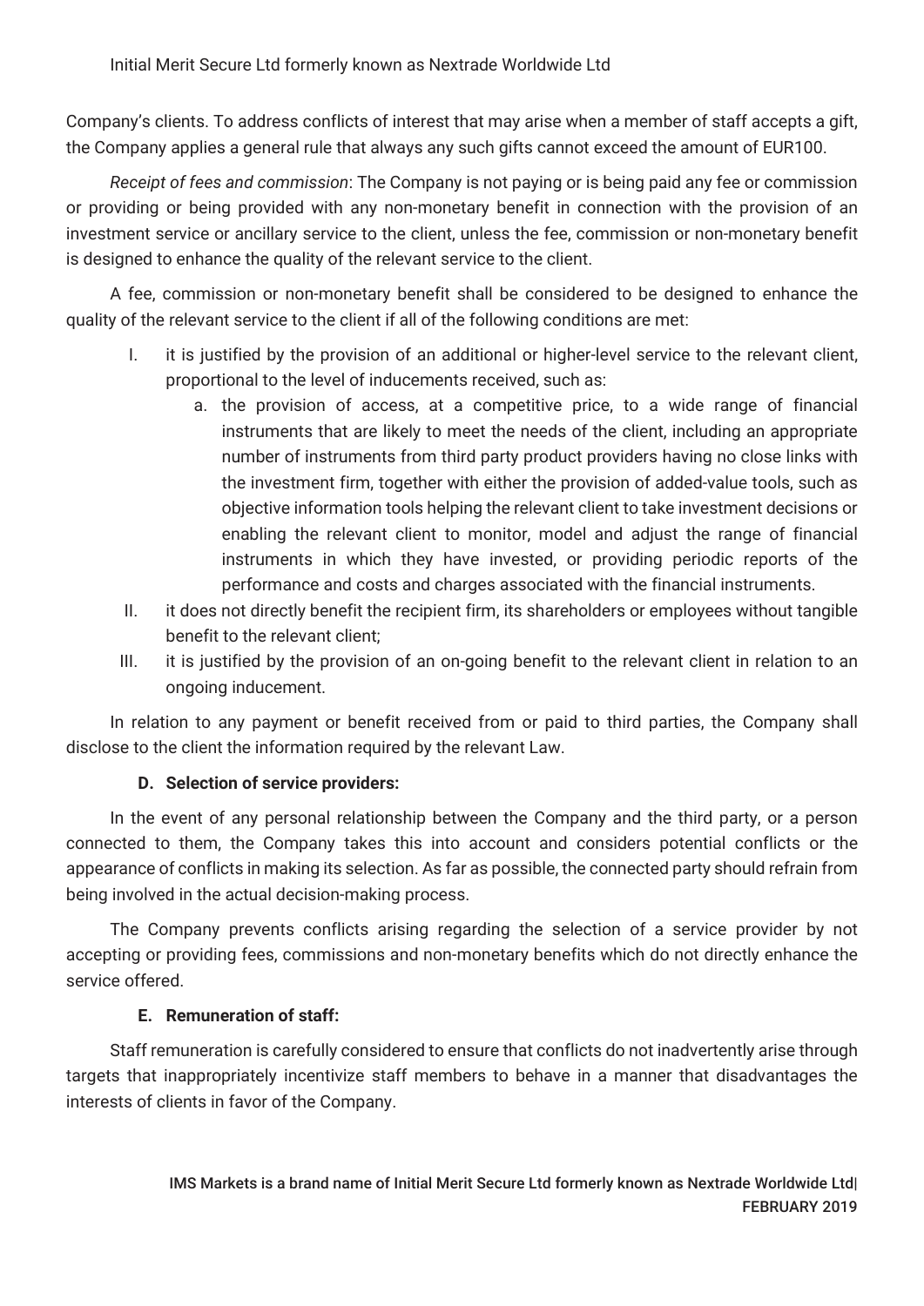Company's clients. To address conflicts of interest that may arise when a member of staff accepts a gift, the Company applies a general rule that always any such gifts cannot exceed the amount of EUR100.

*Receipt of fees and commission*: The Company is not paying or is being paid any fee or commission or providing or being provided with any non-monetary benefit in connection with the provision of an investment service or ancillary service to the client, unless the fee, commission or non-monetary benefit is designed to enhance the quality of the relevant service to the client.

A fee, commission or non-monetary benefit shall be considered to be designed to enhance the quality of the relevant service to the client if all of the following conditions are met:

I. it is justified by the provision of an additional or higher-level service to the relevant client, proportional to the level of inducements received, such as:
   a. the provision of access, at a competitive price, to a wide range of financial instruments that are likely to meet the needs of the client, including an appropriate number of instruments from third party product providers having no close links with the investment firm, together with either the provision of added-value tools, such as objective information tools helping the relevant client to take investment decisions or enabling the relevant client to monitor, model and adjust the range of financial instruments in which they have invested, or providing periodic reports of the performance and costs and charges associated with the financial instruments.
II. it does not directly benefit the recipient firm, its shareholders or employees without tangible benefit to the relevant client;
III. it is justified by the provision of an on-going benefit to the relevant client in relation to an ongoing inducement.

In relation to any payment or benefit received from or paid to third parties, the Company shall disclose to the client the information required by the relevant Law.

**D. Selection of service providers:**

In the event of any personal relationship between the Company and the third party, or a person connected to them, the Company takes this into account and considers potential conflicts or the appearance of conflicts in making its selection. As far as possible, the connected party should refrain from being involved in the actual decision-making process.

The Company prevents conflicts arising regarding the selection of a service provider by not accepting or providing fees, commissions and non-monetary benefits which do not directly enhance the service offered.

**E. Remuneration of staff:**

Staff remuneration is carefully considered to ensure that conflicts do not inadvertently arise through targets that inappropriately incentivize staff members to behave in a manner that disadvantages the interests of clients in favor of the Company.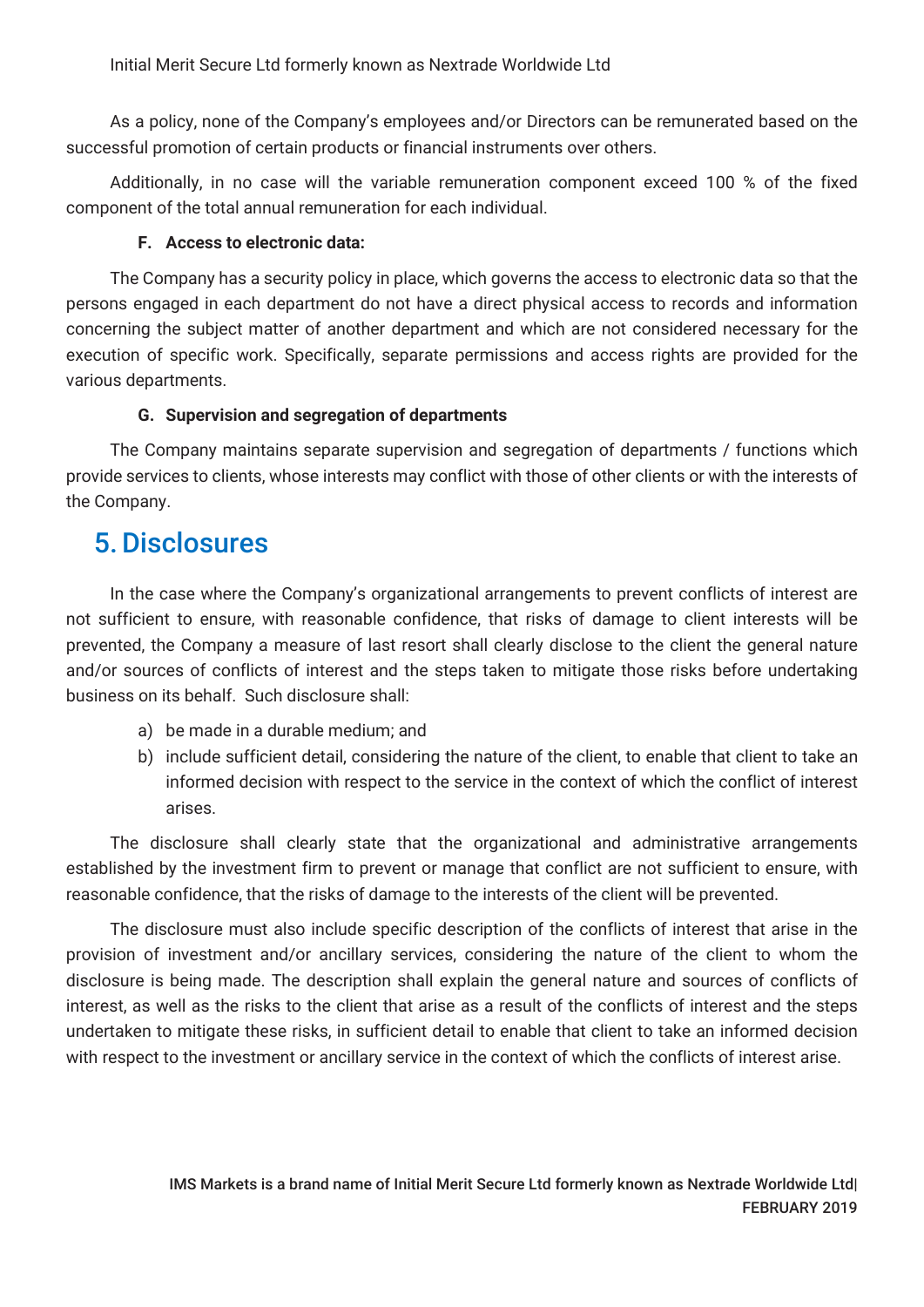As a policy, none of the Company's employees and/or Directors can be remunerated based on the successful promotion of certain products or financial instruments over others.

Additionally, in no case will the variable remuneration component exceed 100 % of the fixed component of the total annual remuneration for each individual.

#### F. Access to electronic data:

The Company has a security policy in place, which governs the access to electronic data so that the persons engaged in each department do not have a direct physical access to records and information concerning the subject matter of another department and which are not considered necessary for the execution of specific work. Specifically, separate permissions and access rights are provided for the various departments.

#### G. Supervision and segregation of departments

The Company maintains separate supervision and segregation of departments / functions which provide services to clients, whose interests may conflict with those of other clients or with the interests of the Company.

## 5. Disclosures

In the case where the Company's organizational arrangements to prevent conflicts of interest are not sufficient to ensure, with reasonable confidence, that risks of damage to client interests will be prevented, the Company a measure of last resort shall clearly disclose to the client the general nature and/or sources of conflicts of interest and the steps taken to mitigate those risks before undertaking business on its behalf. Such disclosure shall:

a) be made in a durable medium; and
b) include sufficient detail, considering the nature of the client, to enable that client to take an informed decision with respect to the service in the context of which the conflict of interest arises.

The disclosure shall clearly state that the organizational and administrative arrangements established by the investment firm to prevent or manage that conflict are not sufficient to ensure, with reasonable confidence, that the risks of damage to the interests of the client will be prevented.

The disclosure must also include specific description of the conflicts of interest that arise in the provision of investment and/or ancillary services, considering the nature of the client to whom the disclosure is being made. The description shall explain the general nature and sources of conflicts of interest, as well as the risks to the client that arise as a result of the conflicts of interest and the steps undertaken to mitigate these risks, in sufficient detail to enable that client to take an informed decision with respect to the investment or ancillary service in the context of which the conflicts of interest arise.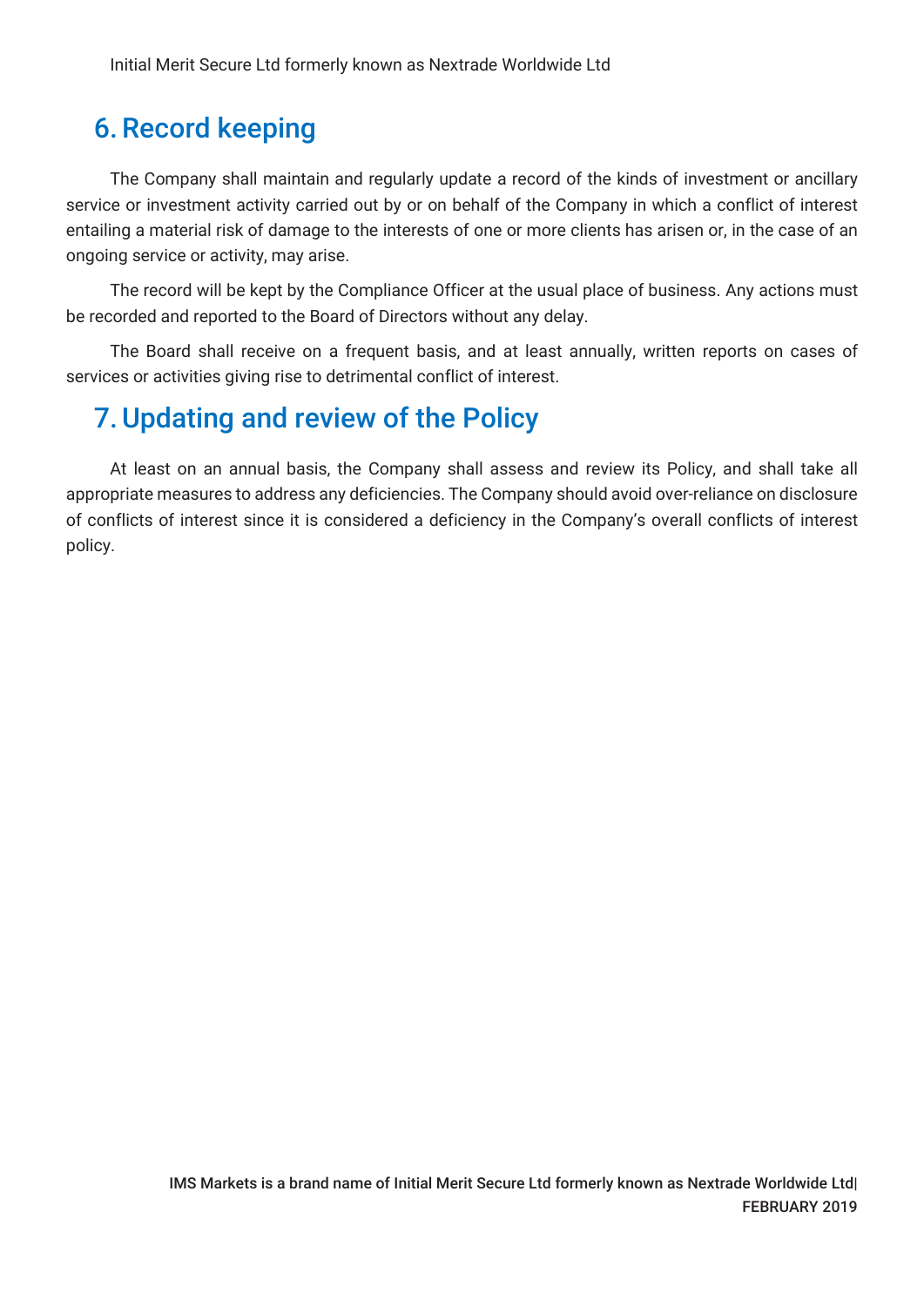## 6. Record keeping

The Company shall maintain and regularly update a record of the kinds of investment or ancillary service or investment activity carried out by or on behalf of the Company in which a conflict of interest entailing a material risk of damage to the interests of one or more clients has arisen or, in the case of an ongoing service or activity, may arise.

The record will be kept by the Compliance Officer at the usual place of business. Any actions must be recorded and reported to the Board of Directors without any delay.

The Board shall receive on a frequent basis, and at least annually, written reports on cases of services or activities giving rise to detrimental conflict of interest.

## 7. Updating and review of the Policy

At least on an annual basis, the Company shall assess and review its Policy, and shall take all appropriate measures to address any deficiencies. The Company should avoid over-reliance on disclosure of conflicts of interest since it is considered a deficiency in the Company's overall conflicts of interest policy.